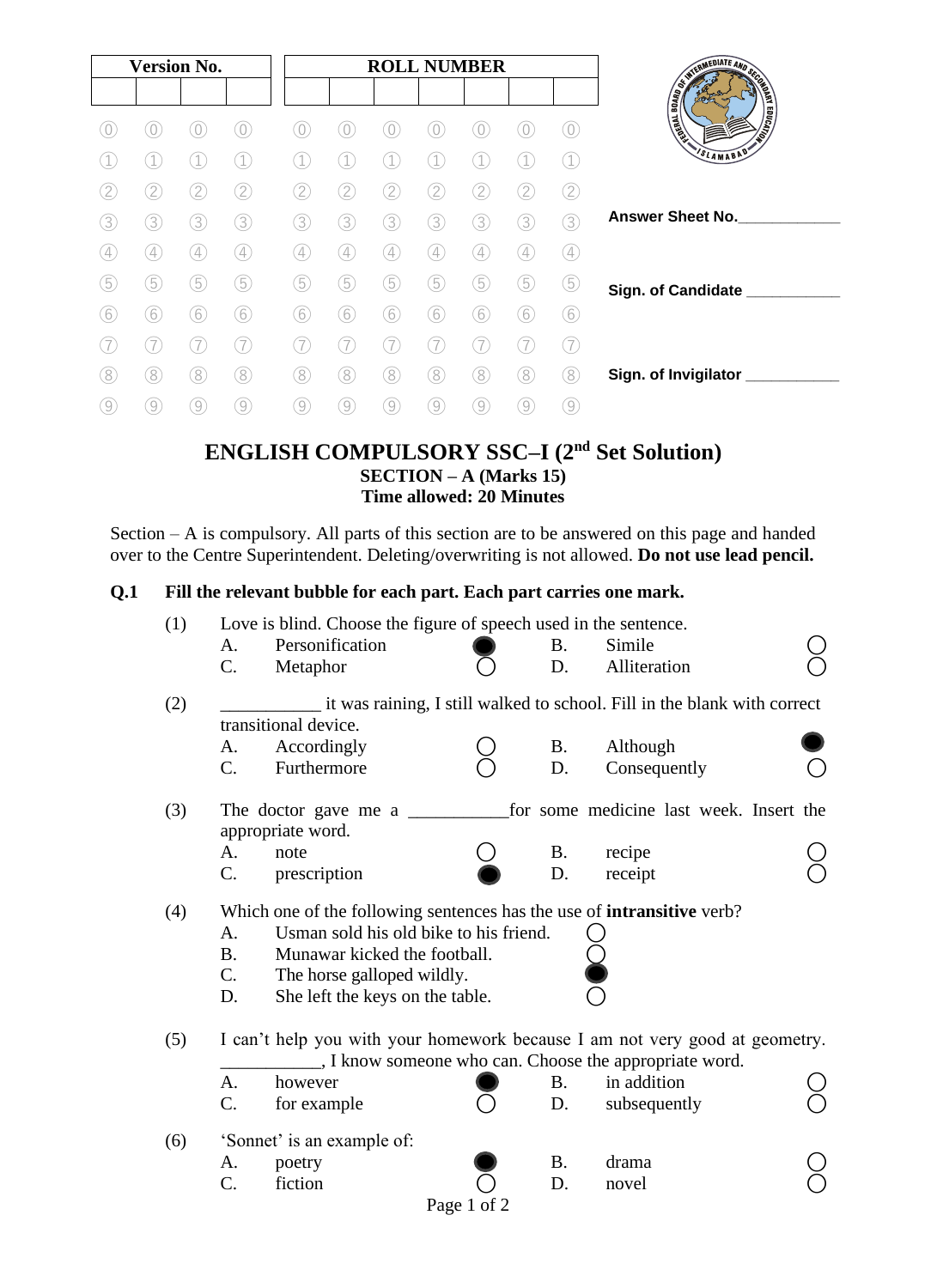| Version No. | | | | ROLL NUMBER | | | | | | |
|---|---|---|---|---|---|---|---|---|---|---|
| | | | | | | | | | | |
| 0 | 0 | 0 | 0 | 0 | 0 | 0 | 0 | 0 | 0 | 0 |
| 1 | 1 | 1 | 1 | 1 | 1 | 1 | 1 | 1 | 1 | 1 |
| 2 | 2 | 2 | 2 | 2 | 2 | 2 | 2 | 2 | 2 | 2 |
| 3 | 3 | 3 | 3 | 3 | 3 | 3 | 3 | 3 | 3 | 3 |
| 4 | 4 | 4 | 4 | 4 | 4 | 4 | 4 | 4 | 4 | 4 |
| 5 | 5 | 5 | 5 | 5 | 5 | 5 | 5 | 5 | 5 | 5 |
| 6 | 6 | 6 | 6 | 6 | 6 | 6 | 6 | 6 | 6 | 6 |
| 7 | 7 | 7 | 7 | 7 | 7 | 7 | 7 | 7 | 7 | 7 |
| 8 | 8 | 8 | 8 | 8 | 8 | 8 | 8 | 8 | 8 | 8 |
| 9 | 9 | 9 | 9 | 9 | 9 | 9 | 9 | 9 | 9 | 9 |

**Answer Sheet No.\_\_\_\_\_\_\_\_\_\_\_\_**

**Sign. of Candidate \_\_\_\_\_\_\_\_\_\_\_**

**Sign. of Invigilator \_\_\_\_\_\_\_\_\_\_\_**

# ENGLISH COMPULSORY SSC–I (2nd Set Solution)

**SECTION – A (Marks 15)**
**Time allowed: 20 Minutes**

Section – A is compulsory. All parts of this section are to be answered on this page and handed over to the Centre Superintendent. Deleting/overwriting is not allowed. **Do not use lead pencil.**

**Q.1 Fill the relevant bubble for each part. Each part carries one mark.**

(1) Love is blind. Choose the figure of speech used in the sentence.

- A. Personification ● 
- B. Simile ○
- C. Metaphor ○
- D. Alliteration ○

(2) \_\_\_\_\_\_\_\_\_\_\_ it was raining, I still walked to school. Fill in the blank with correct transitional device.

- A. Accordingly ○
- B. Although ●
- C. Furthermore ○
- D. Consequently ○

(3) The doctor gave me a \_\_\_\_\_\_\_\_\_\_\_for some medicine last week. Insert the appropriate word.

- A. note ○
- B. recipe ○
- C. prescription ●
- D. receipt ○

(4) Which one of the following sentences has the use of **intransitive** verb?

- A. Usman sold his old bike to his friend. ○
- B. Munawar kicked the football. ○
- C. The horse galloped wildly. ●
- D. She left the keys on the table. ○

(5) I can't help you with your homework because I am not very good at geometry. \_\_\_\_\_\_\_\_\_\_\_, I know someone who can. Choose the appropriate word.

- A. however ●
- B. in addition ○
- C. for example ○
- D. subsequently ○

(6) 'Sonnet' is an example of:

- A. poetry ●
- B. drama ○
- C. fiction ○
- D. novel ○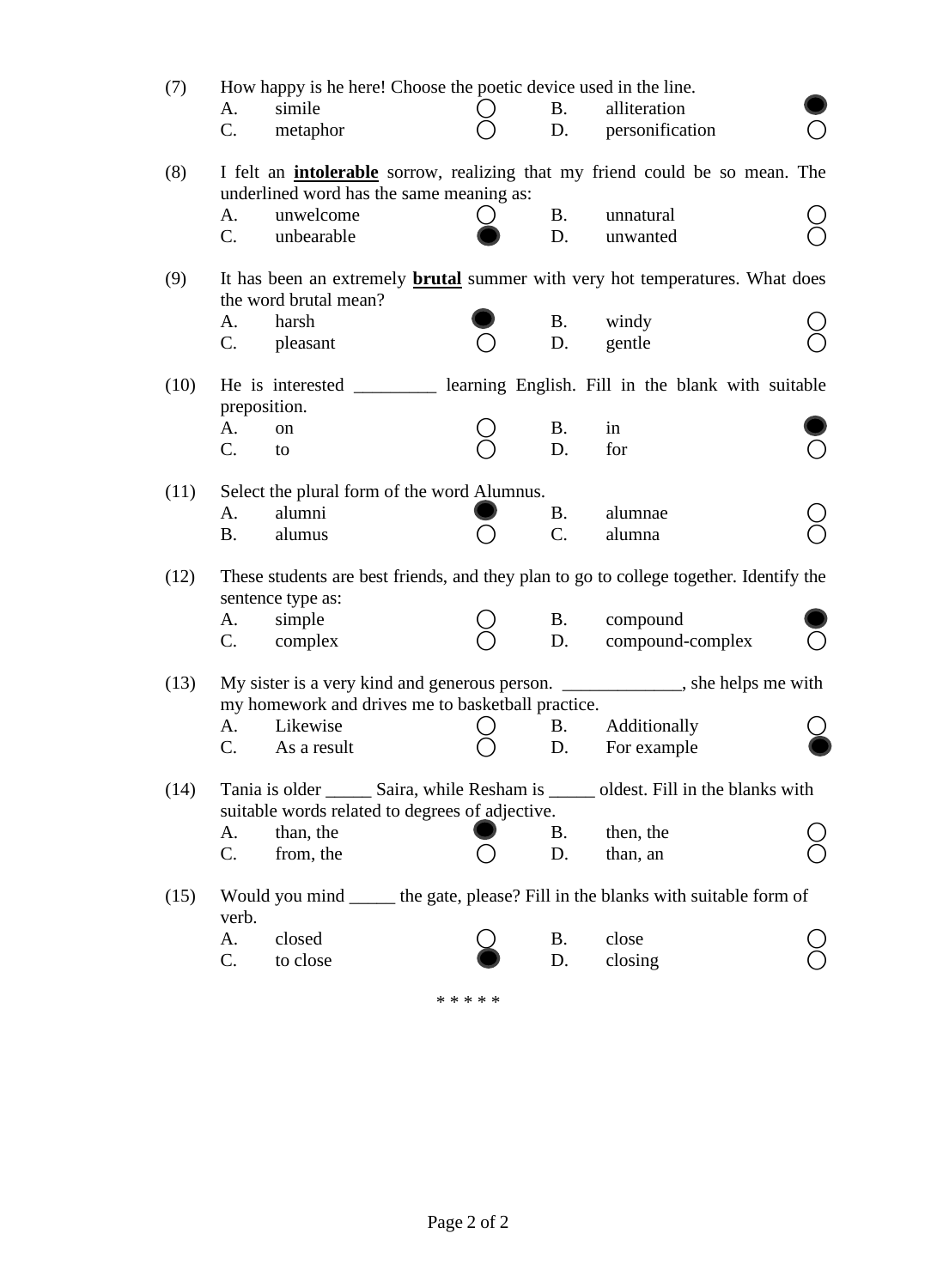(7) How happy is he here! Choose the poetic device used in the line.

- A. simile ○
- B. alliteration ●
- C. metaphor ○
- D. personification ○

(8) I felt an **<u>intolerable</u>** sorrow, realizing that my friend could be so mean. The underlined word has the same meaning as:

- A. unwelcome ○
- B. unnatural ○
- C. unbearable ●
- D. unwanted ○

(9) It has been an extremely **<u>brutal</u>** summer with very hot temperatures. What does the word brutal mean?

- A. harsh ●
- B. windy ○
- C. pleasant ○
- D. gentle ○

(10) He is interested _________ learning English. Fill in the blank with suitable preposition.

- A. on ○
- B. in ●
- C. to ○
- D. for ○

(11) Select the plural form of the word Alumnus.

- A. alumni ●
- B. alumnae ○
- B. alumus ○
- C. alumna ○

(12) These students are best friends, and they plan to go to college together. Identify the sentence type as:

- A. simple ○
- B. compound ●
- C. complex ○
- D. compound-complex ○

(13) My sister is a very kind and generous person. _____________, she helps me with my homework and drives me to basketball practice.

- A. Likewise ○
- B. Additionally ○
- C. As a result ○
- D. For example ●

(14) Tania is older _____ Saira, while Resham is _____ oldest. Fill in the blanks with suitable words related to degrees of adjective.

- A. than, the ●
- B. then, the ○
- C. from, the ○
- D. than, an ○

(15) Would you mind _____ the gate, please? Fill in the blanks with suitable form of verb.

- A. closed ○
- B. close ○
- C. to close ●
- D. closing ○

* * * * *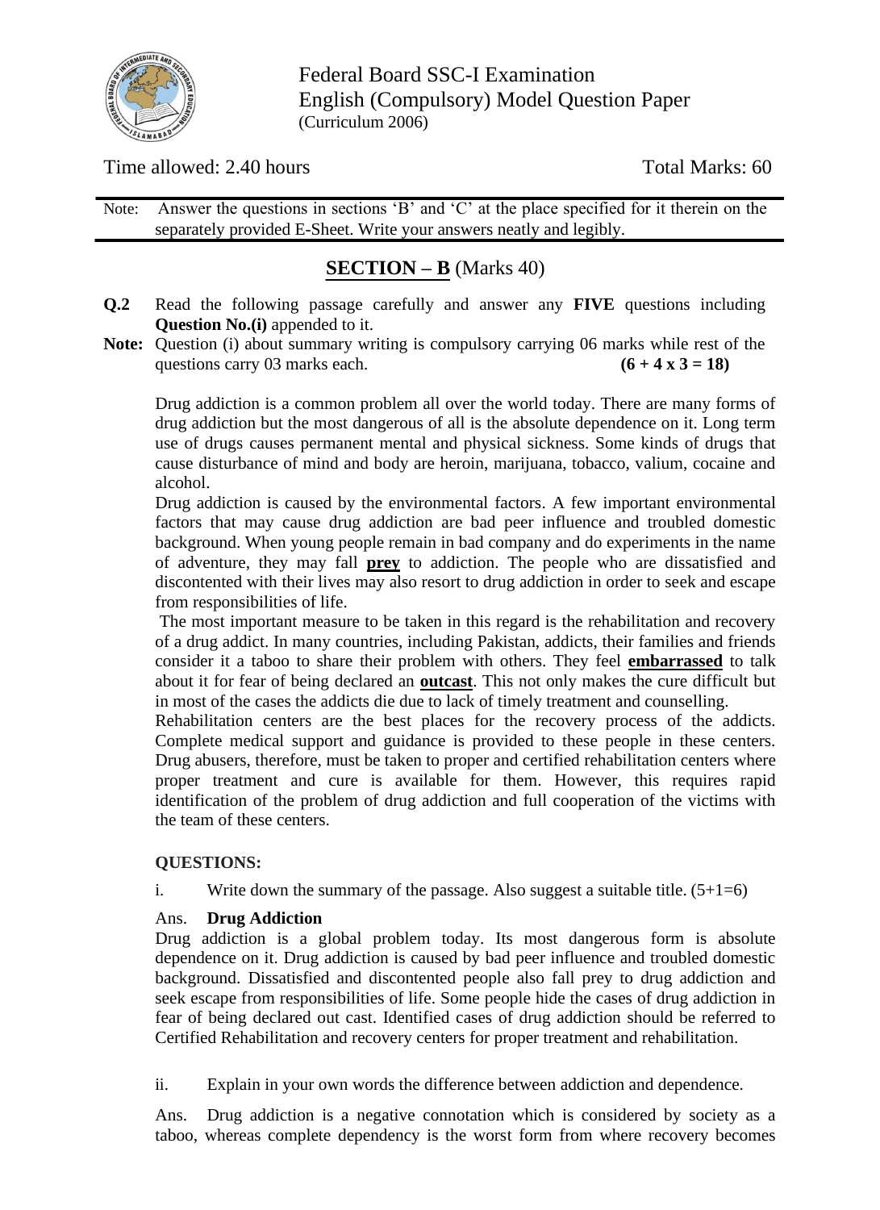Federal Board SSC-I Examination
English (Compulsory) Model Question Paper
(Curriculum 2006)

Time allowed: 2.40 hours | Total Marks: 60

Note: Answer the questions in sections 'B' and 'C' at the place specified for it therein on the separately provided E-Sheet. Write your answers neatly and legibly.

## SECTION – B (Marks 40)

**Q.2** Read the following passage carefully and answer any **FIVE** questions including **Question No.(i)** appended to it.

**Note:** Question (i) about summary writing is compulsory carrying 06 marks while rest of the questions carry 03 marks each. **(6 + 4 x 3 = 18)**

Drug addiction is a common problem all over the world today. There are many forms of drug addiction but the most dangerous of all is the absolute dependence on it. Long term use of drugs causes permanent mental and physical sickness. Some kinds of drugs that cause disturbance of mind and body are heroin, marijuana, tobacco, valium, cocaine and alcohol.

Drug addiction is caused by the environmental factors. A few important environmental factors that may cause drug addiction are bad peer influence and troubled domestic background. When young people remain in bad company and do experiments in the name of adventure, they may fall **prey** to addiction. The people who are dissatisfied and discontented with their lives may also resort to drug addiction in order to seek and escape from responsibilities of life.

The most important measure to be taken in this regard is the rehabilitation and recovery of a drug addict. In many countries, including Pakistan, addicts, their families and friends consider it a taboo to share their problem with others. They feel **embarrassed** to talk about it for fear of being declared an **outcast**. This not only makes the cure difficult but in most of the cases the addicts die due to lack of timely treatment and counselling.

Rehabilitation centers are the best places for the recovery process of the addicts. Complete medical support and guidance is provided to these people in these centers. Drug abusers, therefore, must be taken to proper and certified rehabilitation centers where proper treatment and cure is available for them. However, this requires rapid identification of the problem of drug addiction and full cooperation of the victims with the team of these centers.

**QUESTIONS:**

i. Write down the summary of the passage. Also suggest a suitable title. (5+1=6)

Ans. **Drug Addiction**

Drug addiction is a global problem today. Its most dangerous form is absolute dependence on it. Drug addiction is caused by bad peer influence and troubled domestic background. Dissatisfied and discontented people also fall prey to drug addiction and seek escape from responsibilities of life. Some people hide the cases of drug addiction in fear of being declared out cast. Identified cases of drug addiction should be referred to Certified Rehabilitation and recovery centers for proper treatment and rehabilitation.

ii. Explain in your own words the difference between addiction and dependence.

Ans. Drug addiction is a negative connotation which is considered by society as a taboo, whereas complete dependency is the worst form from where recovery becomes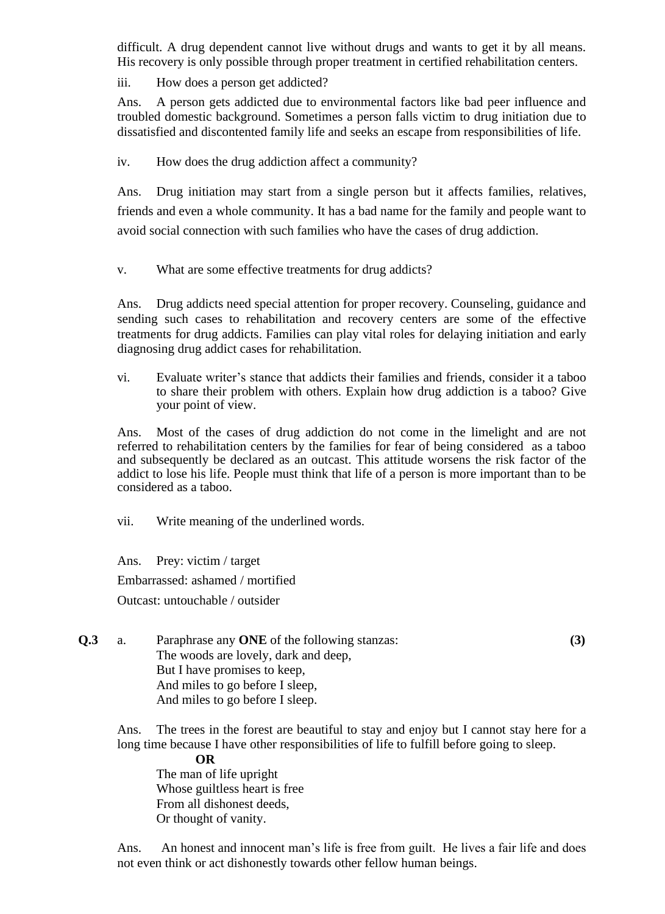difficult. A drug dependent cannot live without drugs and wants to get it by all means. His recovery is only possible through proper treatment in certified rehabilitation centers.

iii. How does a person get addicted?

Ans. A person gets addicted due to environmental factors like bad peer influence and troubled domestic background. Sometimes a person falls victim to drug initiation due to dissatisfied and discontented family life and seeks an escape from responsibilities of life.

iv. How does the drug addiction affect a community?

Ans. Drug initiation may start from a single person but it affects families, relatives, friends and even a whole community. It has a bad name for the family and people want to avoid social connection with such families who have the cases of drug addiction.

v. What are some effective treatments for drug addicts?

Ans. Drug addicts need special attention for proper recovery. Counseling, guidance and sending such cases to rehabilitation and recovery centers are some of the effective treatments for drug addicts. Families can play vital roles for delaying initiation and early diagnosing drug addict cases for rehabilitation.

vi. Evaluate writer's stance that addicts their families and friends, consider it a taboo to share their problem with others. Explain how drug addiction is a taboo? Give your point of view.

Ans. Most of the cases of drug addiction do not come in the limelight and are not referred to rehabilitation centers by the families for fear of being considered as a taboo and subsequently be declared as an outcast. This attitude worsens the risk factor of the addict to lose his life. People must think that life of a person is more important than to be considered as a taboo.

vii. Write meaning of the underlined words.

Ans. Prey: victim / target

Embarrassed: ashamed / mortified

Outcast: untouchable / outsider

**Q.3** a. Paraphrase any **ONE** of the following stanzas: **(3)**

The woods are lovely, dark and deep,
But I have promises to keep,
And miles to go before I sleep,
And miles to go before I sleep.

Ans. The trees in the forest are beautiful to stay and enjoy but I cannot stay here for a long time because I have other responsibilities of life to fulfill before going to sleep.

**OR**

The man of life upright
Whose guiltless heart is free
From all dishonest deeds,
Or thought of vanity.

Ans. An honest and innocent man's life is free from guilt. He lives a fair life and does not even think or act dishonestly towards other fellow human beings.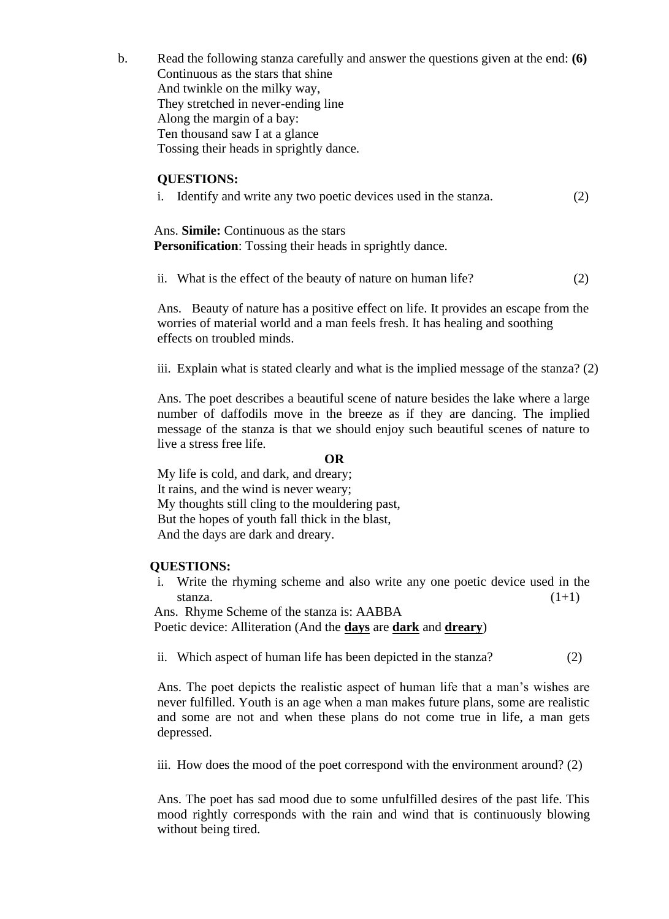b. Read the following stanza carefully and answer the questions given at the end: **(6)**

Continuous as the stars that shine
And twinkle on the milky way,
They stretched in never-ending line
Along the margin of a bay:
Ten thousand saw I at a glance
Tossing their heads in sprightly dance.

**QUESTIONS:**

i. Identify and write any two poetic devices used in the stanza. (2)

Ans. **Simile:** Continuous as the stars
**Personification**: Tossing their heads in sprightly dance.

ii. What is the effect of the beauty of nature on human life? (2)

Ans. Beauty of nature has a positive effect on life. It provides an escape from the worries of material world and a man feels fresh. It has healing and soothing effects on troubled minds.

iii. Explain what is stated clearly and what is the implied message of the stanza? (2)

Ans. The poet describes a beautiful scene of nature besides the lake where a large number of daffodils move in the breeze as if they are dancing. The implied message of the stanza is that we should enjoy such beautiful scenes of nature to live a stress free life.

**OR**

My life is cold, and dark, and dreary;
It rains, and the wind is never weary;
My thoughts still cling to the mouldering past,
But the hopes of youth fall thick in the blast,
And the days are dark and dreary.

**QUESTIONS:**

i. Write the rhyming scheme and also write any one poetic device used in the stanza. (1+1)

Ans. Rhyme Scheme of the stanza is: AABBA
Poetic device: Alliteration (And the **days** are **dark** and **dreary**)

ii. Which aspect of human life has been depicted in the stanza? (2)

Ans. The poet depicts the realistic aspect of human life that a man's wishes are never fulfilled. Youth is an age when a man makes future plans, some are realistic and some are not and when these plans do not come true in life, a man gets depressed.

iii. How does the mood of the poet correspond with the environment around? (2)

Ans. The poet has sad mood due to some unfulfilled desires of the past life. This mood rightly corresponds with the rain and wind that is continuously blowing without being tired.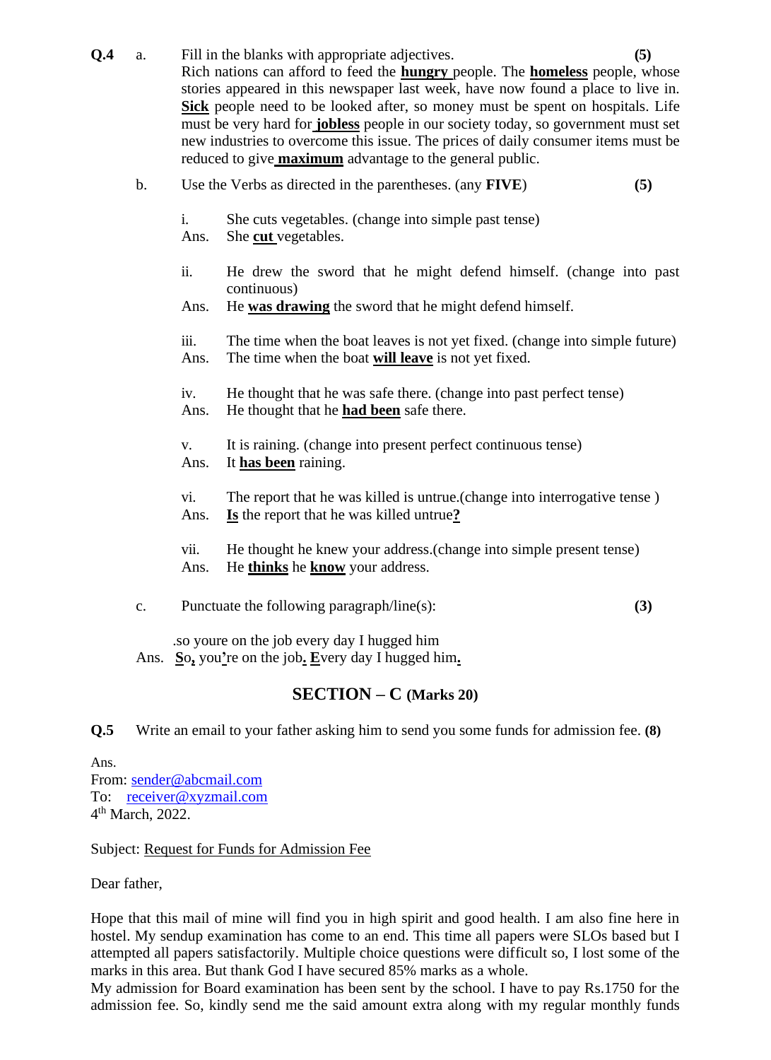**Q.4** a. Fill in the blanks with appropriate adjectives. **(5)**

Rich nations can afford to feed the **hungry** people. The **homeless** people, whose stories appeared in this newspaper last week, have now found a place to live in. **Sick** people need to be looked after, so money must be spent on hospitals. Life must be very hard for **jobless** people in our society today, so government must set new industries to overcome this issue. The prices of daily consumer items must be reduced to give **maximum** advantage to the general public.

b. Use the Verbs as directed in the parentheses. (any **FIVE**) **(5)**

i. She cuts vegetables. (change into simple past tense)
Ans. She **cut** vegetables.

ii. He drew the sword that he might defend himself. (change into past continuous)
Ans. He **was drawing** the sword that he might defend himself.

iii. The time when the boat leaves is not yet fixed. (change into simple future)
Ans. The time when the boat **will leave** is not yet fixed.

iv. He thought that he was safe there. (change into past perfect tense)
Ans. He thought that he **had been** safe there.

v. It is raining. (change into present perfect continuous tense)
Ans. It **has been** raining.

vi. The report that he was killed is untrue.(change into interrogative tense )
Ans. **Is** the report that he was killed untrue**?**

vii. He thought he knew your address.(change into simple present tense)
Ans. He **thinks** he **know** your address.

c. Punctuate the following paragraph/line(s): **(3)**

.so youre on the job every day I hugged him

Ans. **S**o**,** you**'**re on the job**.** **E**very day I hugged him**.**

## SECTION – C (Marks 20)

**Q.5** Write an email to your father asking him to send you some funds for admission fee. **(8)**

Ans.
From: sender@abcmail.com
To: receiver@xyzmail.com
4th March, 2022.

Subject: Request for Funds for Admission Fee

Dear father,

Hope that this mail of mine will find you in high spirit and good health. I am also fine here in hostel. My sendup examination has come to an end. This time all papers were SLOs based but I attempted all papers satisfactorily. Multiple choice questions were difficult so, I lost some of the marks in this area. But thank God I have secured 85% marks as a whole.
My admission for Board examination has been sent by the school. I have to pay Rs.1750 for the admission fee. So, kindly send me the said amount extra along with my regular monthly funds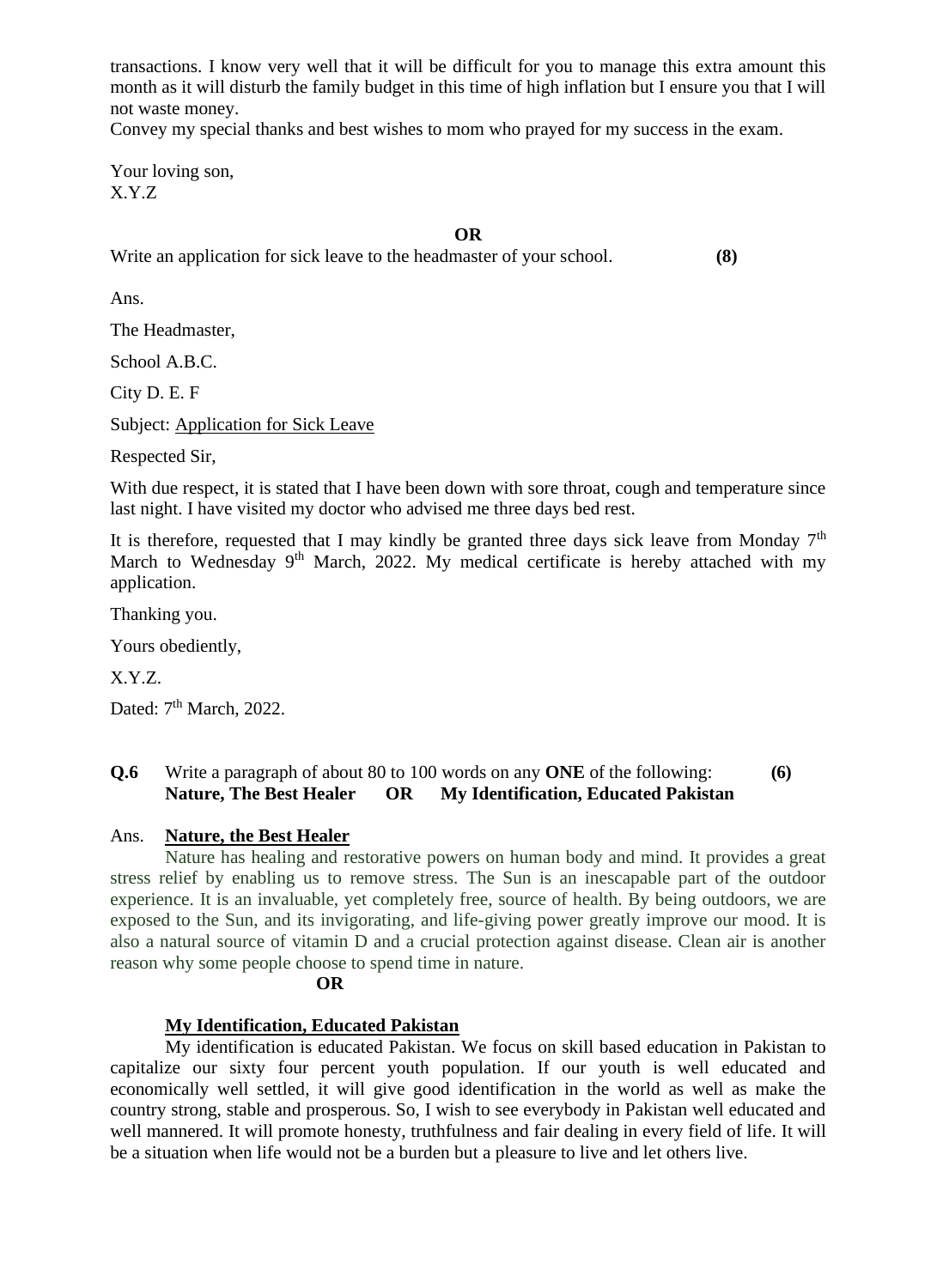transactions. I know very well that it will be difficult for you to manage this extra amount this month as it will disturb the family budget in this time of high inflation but I ensure you that I will not waste money.

Convey my special thanks and best wishes to mom who prayed for my success in the exam.

Your loving son,
X.Y.Z

**OR**

Write an application for sick leave to the headmaster of your school. **(8)**

Ans.

The Headmaster,

School A.B.C.

City D. E. F

Subject: Application for Sick Leave

Respected Sir,

With due respect, it is stated that I have been down with sore throat, cough and temperature since last night. I have visited my doctor who advised me three days bed rest.

It is therefore, requested that I may kindly be granted three days sick leave from Monday 7th March to Wednesday 9th March, 2022. My medical certificate is hereby attached with my application.

Thanking you.

Yours obediently,

X.Y.Z.

Dated: 7th March, 2022.

**Q.6** Write a paragraph of about 80 to 100 words on any **ONE** of the following: **(6)**
**Nature, The Best Healer OR My Identification, Educated Pakistan**

Ans. **Nature, the Best Healer**

Nature has healing and restorative powers on human body and mind. It provides a great stress relief by enabling us to remove stress. The Sun is an inescapable part of the outdoor experience. It is an invaluable, yet completely free, source of health. By being outdoors, we are exposed to the Sun, and its invigorating, and life-giving power greatly improve our mood. It is also a natural source of vitamin D and a crucial protection against disease. Clean air is another reason why some people choose to spend time in nature.

**OR**

**My Identification, Educated Pakistan**

My identification is educated Pakistan. We focus on skill based education in Pakistan to capitalize our sixty four percent youth population. If our youth is well educated and economically well settled, it will give good identification in the world as well as make the country strong, stable and prosperous. So, I wish to see everybody in Pakistan well educated and well mannered. It will promote honesty, truthfulness and fair dealing in every field of life. It will be a situation when life would not be a burden but a pleasure to live and let others live.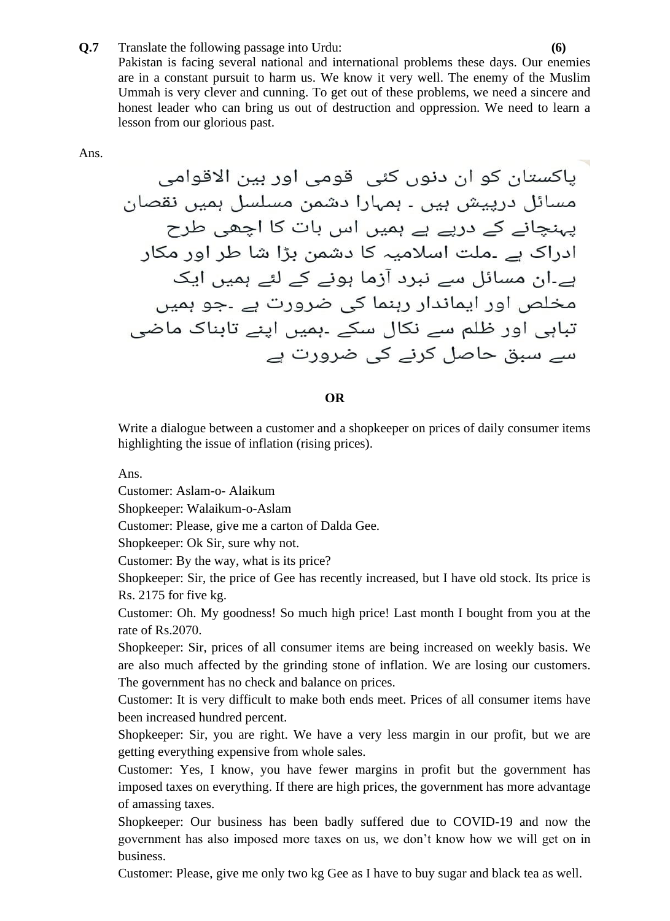**Q.7** Translate the following passage into Urdu: **(6)**

Pakistan is facing several national and international problems these days. Our enemies are in a constant pursuit to harm us. We know it very well. The enemy of the Muslim Ummah is very clever and cunning. To get out of these problems, we need a sincere and honest leader who can bring us out of destruction and oppression. We need to learn a lesson from our glorious past.

Ans.

پاکستان کو ان دنوں کئی قومی اور بین الاقوامی مسائل درپیش ہیں ۔ ہمارا دشمن مسلسل ہمیں نقصان پہنچانے کے درپے ہے ہمیں اس بات کا اچھی طرح ادراک ہے ۔ملت اسلامیہ کا دشمن بڑا شا طر اور مکار ہے۔ان مسائل سے نبرد آزما ہونے کے لئے ہمیں ایک مخلص اور ایماندار رہنما کی ضرورت ہے ۔جو ہمیں تباہی اور ظلم سے نکال سکے ۔ہمیں اپنے تابناک ماضی سے سبق حاصل کرنے کی ضرورت ہے

**OR**

Write a dialogue between a customer and a shopkeeper on prices of daily consumer items highlighting the issue of inflation (rising prices).

Ans.

Customer: Aslam-o- Alaikum

Shopkeeper: Walaikum-o-Aslam

Customer: Please, give me a carton of Dalda Gee.

Shopkeeper: Ok Sir, sure why not.

Customer: By the way, what is its price?

Shopkeeper: Sir, the price of Gee has recently increased, but I have old stock. Its price is Rs. 2175 for five kg.

Customer: Oh. My goodness! So much high price! Last month I bought from you at the rate of Rs.2070.

Shopkeeper: Sir, prices of all consumer items are being increased on weekly basis. We are also much affected by the grinding stone of inflation. We are losing our customers. The government has no check and balance on prices.

Customer: It is very difficult to make both ends meet. Prices of all consumer items have been increased hundred percent.

Shopkeeper: Sir, you are right. We have a very less margin in our profit, but we are getting everything expensive from whole sales.

Customer: Yes, I know, you have fewer margins in profit but the government has imposed taxes on everything. If there are high prices, the government has more advantage of amassing taxes.

Shopkeeper: Our business has been badly suffered due to COVID-19 and now the government has also imposed more taxes on us, we don't know how we will get on in business.

Customer: Please, give me only two kg Gee as I have to buy sugar and black tea as well.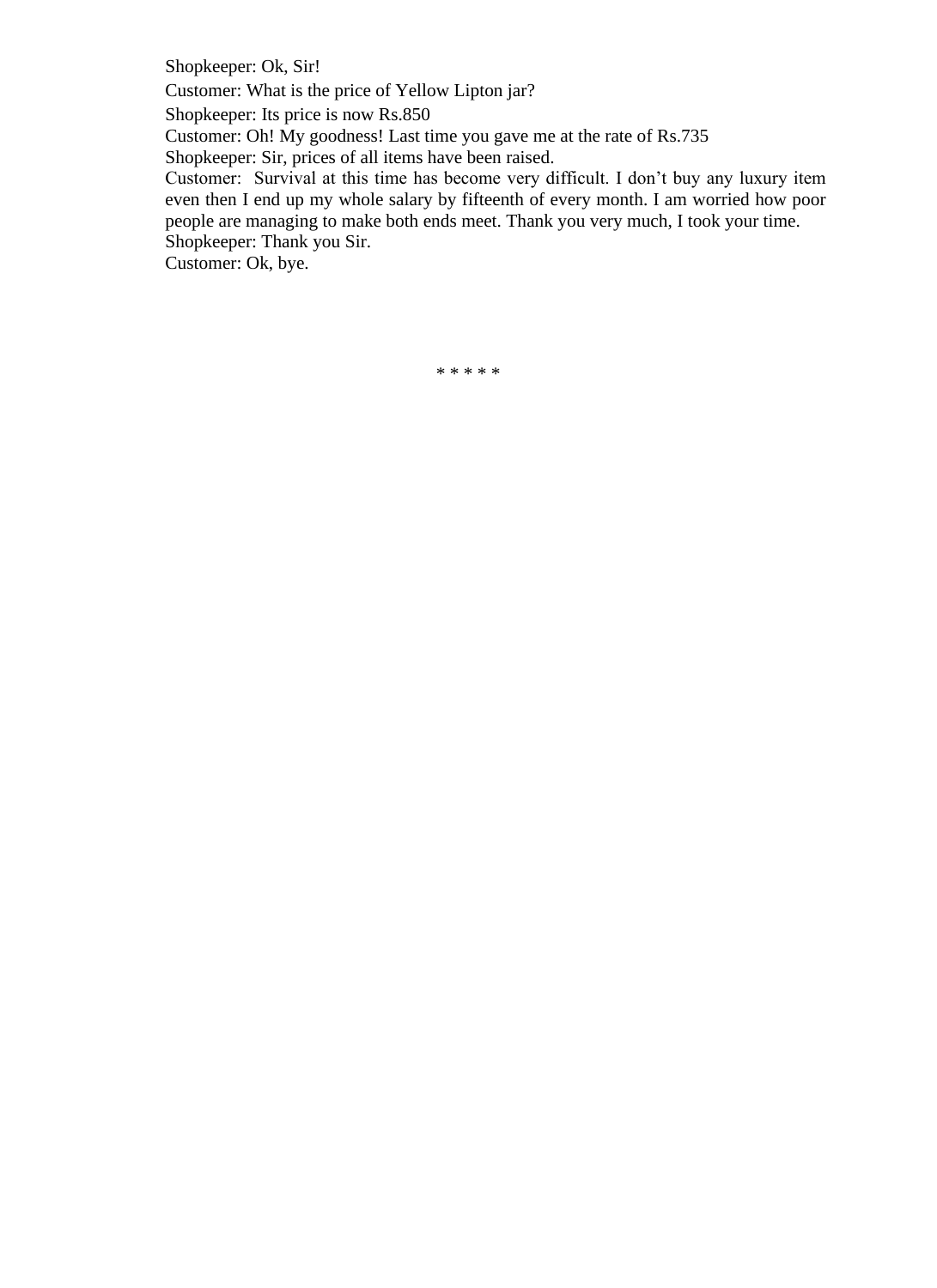Shopkeeper: Ok, Sir!

Customer: What is the price of Yellow Lipton jar?

Shopkeeper: Its price is now Rs.850

Customer: Oh! My goodness! Last time you gave me at the rate of Rs.735

Shopkeeper: Sir, prices of all items have been raised.

Customer: Survival at this time has become very difficult. I don't buy any luxury item even then I end up my whole salary by fifteenth of every month. I am worried how poor people are managing to make both ends meet. Thank you very much, I took your time.

Shopkeeper: Thank you Sir.

Customer: Ok, bye.

* * * * *